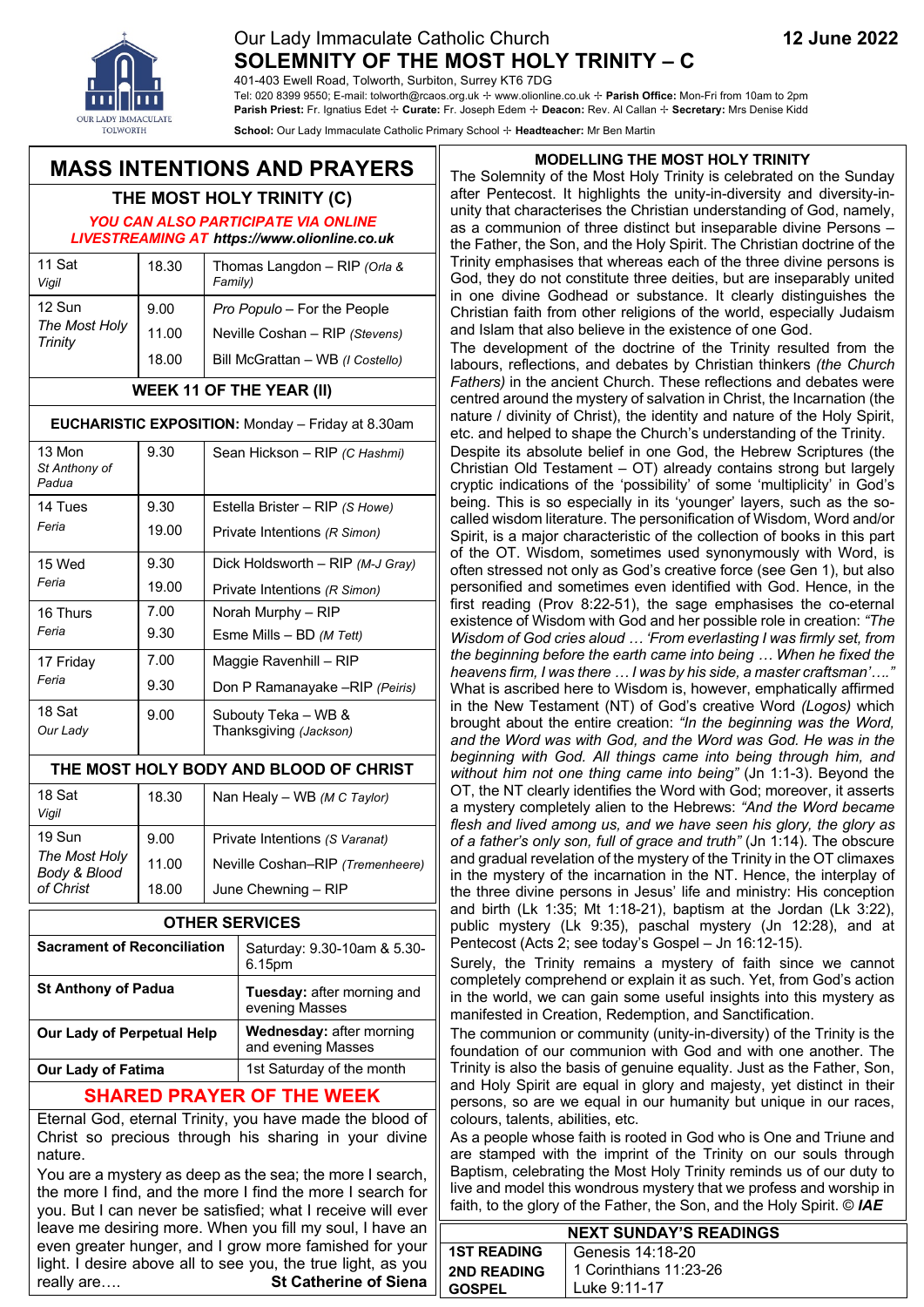# Our Lady Immaculate Catholic Church

**12 June 2022**

## SOLEMNITY OF THE MOST HOLY TRINITY – C

401-403 Ewell Road, Tolworth, Surbiton, Surrey KT6 7DG

Tel: 020 8399 9550; E-mail: tolworth@rcaos.org.uk ✢ www.olionline.co.uk ✢ **Parish Office:** Mon-Fri from 10am to 2pm

**Parish Priest:** Fr. Ignatius Edet ✢ **Curate:** Fr. Joseph Edem ✢ **Deacon:** Rev. Al Callan ✢ **Secretary:** Mrs Denise Kidd

**School:** Our Lady Immaculate Catholic Primary School ✢ **Headteacher:** Mr Ben Martin

## MASS INTENTIONS AND PRAYERS

### THE MOST HOLY TRINITY (C)

***YOU CAN ALSO PARTICIPATE VIA ONLINE LIVESTREAMING AT https://www.olionline.co.uk***

| Day | Time | Intention |
|---|---|---|
| 11 Sat *Vigil* | 18.30 | Thomas Langdon – RIP *(Orla & Family)* |
| 12 Sun *The Most Holy Trinity* | 9.00 | *Pro Populo* – For the People |
| | 11.00 | Neville Coshan – RIP *(Stevens)* |
| | 18.00 | Bill McGrattan – WB *(I Costello)* |

### WEEK 11 OF THE YEAR (II)

**EUCHARISTIC EXPOSITION:** Monday – Friday at 8.30am

| Day | Time | Intention |
|---|---|---|
| 13 Mon *St Anthony of Padua* | 9.30 | Sean Hickson – RIP *(C Hashmi)* |
| 14 Tues *Feria* | 9.30 | Estella Brister – RIP *(S Howe)* |
| | 19.00 | Private Intentions *(R Simon)* |
| 15 Wed *Feria* | 9.30 | Dick Holdsworth – RIP *(M-J Gray)* |
| | 19.00 | Private Intentions *(R Simon)* |
| 16 Thurs *Feria* | 7.00 | Norah Murphy – RIP |
| | 9.30 | Esme Mills – BD *(M Tett)* |
| 17 Friday *Feria* | 7.00 | Maggie Ravenhill – RIP |
| | 9.30 | Don P Ramanayake –RIP *(Peiris)* |
| 18 Sat *Our Lady* | 9.00 | Subouty Teka – WB & Thanksgiving *(Jackson)* |

### THE MOST HOLY BODY AND BLOOD OF CHRIST

| Day | Time | Intention |
|---|---|---|
| 18 Sat *Vigil* | 18.30 | Nan Healy – WB *(M C Taylor)* |
| 19 Sun *The Most Holy Body & Blood of Christ* | 9.00 | Private Intentions *(S Varanat)* |
| | 11.00 | Neville Coshan–RIP *(Tremenheere)* |
| | 18.00 | June Chewning – RIP |

### OTHER SERVICES

| Service | Time |
|---|---|
| **Sacrament of Reconciliation** | Saturday: 9.30-10am & 5.30-6.15pm |
| **St Anthony of Padua** | **Tuesday:** after morning and evening Masses |
| **Our Lady of Perpetual Help** | **Wednesday:** after morning and evening Masses |
| **Our Lady of Fatima** | 1st Saturday of the month |

### SHARED PRAYER OF THE WEEK

Eternal God, eternal Trinity, you have made the blood of Christ so precious through his sharing in your divine nature.

You are a mystery as deep as the sea; the more I search, the more I find, and the more I find the more I search for you. But I can never be satisfied; what I receive will ever leave me desiring more. When you fill my soul, I have an even greater hunger, and I grow more famished for your light. I desire above all to see you, the true light, as you really are….

**St Catherine of Siena**

### MODELLING THE MOST HOLY TRINITY

The Solemnity of the Most Holy Trinity is celebrated on the Sunday after Pentecost. It highlights the unity-in-diversity and diversity-in-unity that characterises the Christian understanding of God, namely, as a communion of three distinct but inseparable divine Persons – the Father, the Son, and the Holy Spirit. The Christian doctrine of the Trinity emphasises that whereas each of the three divine persons is God, they do not constitute three deities, but are inseparably united in one divine Godhead or substance. It clearly distinguishes the Christian faith from other religions of the world, especially Judaism and Islam that also believe in the existence of one God.

The development of the doctrine of the Trinity resulted from the labours, reflections, and debates by Christian thinkers *(the Church Fathers)* in the ancient Church. These reflections and debates were centred around the mystery of salvation in Christ, the Incarnation (the nature / divinity of Christ), the identity and nature of the Holy Spirit, etc. and helped to shape the Church's understanding of the Trinity.

Despite its absolute belief in one God, the Hebrew Scriptures (the Christian Old Testament – OT) already contains strong but largely cryptic indications of the 'possibility' of some 'multiplicity' in God's being. This is so especially in its 'younger' layers, such as the so-called wisdom literature. The personification of Wisdom, Word and/or Spirit, is a major characteristic of the collection of books in this part of the OT. Wisdom, sometimes used synonymously with Word, is often stressed not only as God's creative force (see Gen 1), but also personified and sometimes even identified with God. Hence, in the first reading (Prov 8:22-51), the sage emphasises the co-eternal existence of Wisdom with God and her possible role in creation: *"The Wisdom of God cries aloud … 'From everlasting I was firmly set, from the beginning before the earth came into being … When he fixed the heavens firm, I was there … I was by his side, a master craftsman'…."* What is ascribed here to Wisdom is, however, emphatically affirmed in the New Testament (NT) of God's creative Word *(Logos)* which brought about the entire creation: *"In the beginning was the Word, and the Word was with God, and the Word was God. He was in the beginning with God. All things came into being through him, and without him not one thing came into being"* (Jn 1:1-3). Beyond the OT, the NT clearly identifies the Word with God; moreover, it asserts a mystery completely alien to the Hebrews: *"And the Word became flesh and lived among us, and we have seen his glory, the glory as of a father's only son, full of grace and truth"* (Jn 1:14). The obscure and gradual revelation of the mystery of the Trinity in the OT climaxes in the mystery of the incarnation in the NT. Hence, the interplay of the three divine persons in Jesus' life and ministry: His conception and birth (Lk 1:35; Mt 1:18-21), baptism at the Jordan (Lk 3:22), public mystery (Lk 9:35), paschal mystery (Jn 12:28), and at Pentecost (Acts 2; see today's Gospel – Jn 16:12-15).

Surely, the Trinity remains a mystery of faith since we cannot completely comprehend or explain it as such. Yet, from God's action in the world, we can gain some useful insights into this mystery as manifested in Creation, Redemption, and Sanctification.

The communion or community (unity-in-diversity) of the Trinity is the foundation of our communion with God and with one another. The Trinity is also the basis of genuine equality. Just as the Father, Son, and Holy Spirit are equal in glory and majesty, yet distinct in their persons, so are we equal in our humanity but unique in our races, colours, talents, abilities, etc.

As a people whose faith is rooted in God who is One and Triune and are stamped with the imprint of the Trinity on our souls through Baptism, celebrating the Most Holy Trinity reminds us of our duty to live and model this wondrous mystery that we profess and worship in faith, to the glory of the Father, the Son, and the Holy Spirit. © ***IAE***

### NEXT SUNDAY'S READINGS

| | |
|---|---|
| **1ST READING** | Genesis 14:18-20 |
| **2ND READING** | 1 Corinthians 11:23-26 |
| **GOSPEL** | Luke 9:11-17 |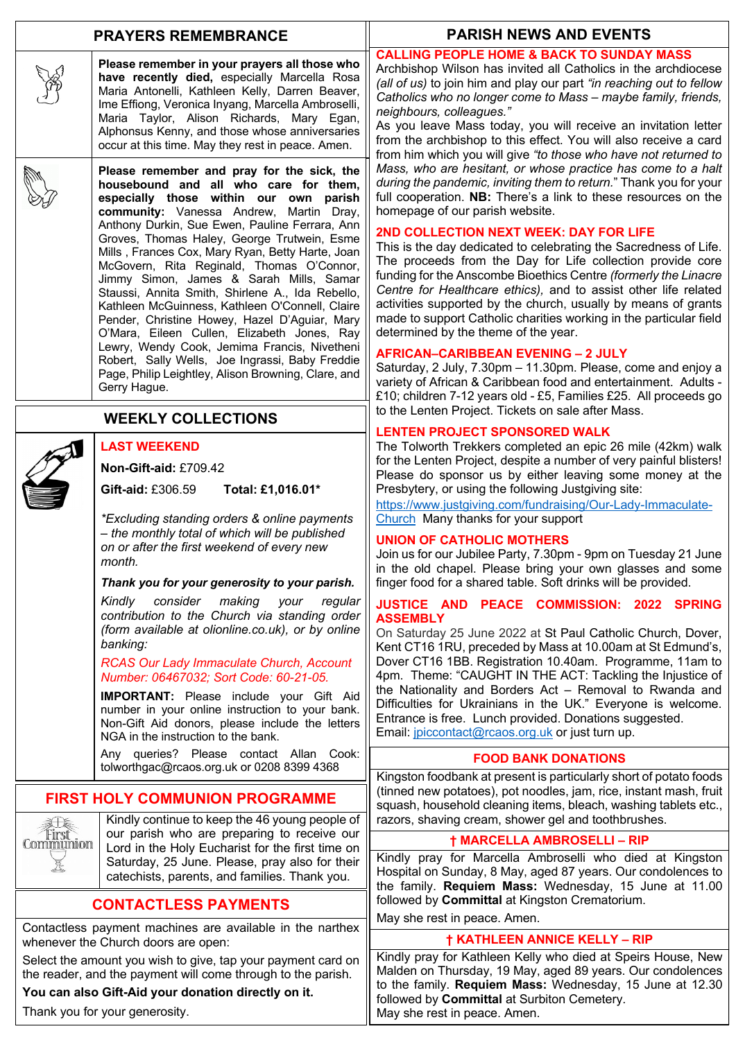## PRAYERS REMEMBRANCE

**Please remember in your prayers all those who have recently died,** especially Marcella Rosa Maria Antonelli, Kathleen Kelly, Darren Beaver, Ime Effiong, Veronica Inyang, Marcella Ambroselli, Maria Taylor, Alison Richards, Mary Egan, Alphonsus Kenny, and those whose anniversaries occur at this time. May they rest in peace. Amen.

**Please remember and pray for the sick, the housebound and all who care for them, especially those within our own parish community:** Vanessa Andrew, Martin Dray, Anthony Durkin, Sue Ewen, Pauline Ferrara, Ann Groves, Thomas Haley, George Trutwein, Esme Mills , Frances Cox, Mary Ryan, Betty Harte, Joan McGovern, Rita Reginald, Thomas O'Connor, Jimmy Simon, James & Sarah Mills, Samar Staussi, Annita Smith, Shirlene A., Ida Rebello, Kathleen McGuinness, Kathleen O'Connell, Claire Pender, Christine Howey, Hazel D'Aguiar, Mary O'Mara, Eileen Cullen, Elizabeth Jones, Ray Lewry, Wendy Cook, Jemima Francis, Nivetheni Robert, Sally Wells, Joe Ingrassi, Baby Freddie Page, Philip Leightley, Alison Browning, Clare, and Gerry Hague.

## WEEKLY COLLECTIONS

**LAST WEEKEND**

**Non-Gift-aid:** £709.42

**Gift-aid:** £306.59 **Total: £1,016.01***

*\*Excluding standing orders & online payments – the monthly total of which will be published on or after the first weekend of every new month.*

***Thank you for your generosity to your parish.***

*Kindly consider making your regular contribution to the Church via standing order (form available at olionline.co.uk), or by online banking:*

*RCAS Our Lady Immaculate Church, Account Number: 06467032; Sort Code: 60-21-05.*

**IMPORTANT:** Please include your Gift Aid number in your online instruction to your bank. Non-Gift Aid donors, please include the letters NGA in the instruction to the bank.

Any queries? Please contact Allan Cook: tolworthgac@rcaos.org.uk or 0208 8399 4368

## FIRST HOLY COMMUNION PROGRAMME

Kindly continue to keep the 46 young people of our parish who are preparing to receive our Lord in the Holy Eucharist for the first time on Saturday, 25 June. Please, pray also for their catechists, parents, and families. Thank you.

## CONTACTLESS PAYMENTS

Contactless payment machines are available in the narthex whenever the Church doors are open:

Select the amount you wish to give, tap your payment card on the reader, and the payment will come through to the parish.

**You can also Gift-Aid your donation directly on it.**

Thank you for your generosity.

## PARISH NEWS AND EVENTS

### CALLING PEOPLE HOME & BACK TO SUNDAY MASS

Archbishop Wilson has invited all Catholics in the archdiocese *(all of us)* to join him and play our part *"in reaching out to fellow Catholics who no longer come to Mass – maybe family, friends, neighbours, colleagues."*

As you leave Mass today, you will receive an invitation letter from the archbishop to this effect. You will also receive a card from him which you will give *"to those who have not returned to Mass, who are hesitant, or whose practice has come to a halt during the pandemic, inviting them to return."* Thank you for your full cooperation. **NB:** There's a link to these resources on the homepage of our parish website.

### 2ND COLLECTION NEXT WEEK: DAY FOR LIFE

This is the day dedicated to celebrating the Sacredness of Life. The proceeds from the Day for Life collection provide core funding for the Anscombe Bioethics Centre *(formerly the Linacre Centre for Healthcare ethics),* and to assist other life related activities supported by the church, usually by means of grants made to support Catholic charities working in the particular field determined by the theme of the year.

### AFRICAN–CARIBBEAN EVENING – 2 JULY

Saturday, 2 July, 7.30pm – 11.30pm. Please, come and enjoy a variety of African & Caribbean food and entertainment. Adults - £10; children 7-12 years old - £5, Families £25. All proceeds go to the Lenten Project. Tickets on sale after Mass.

### LENTEN PROJECT SPONSORED WALK

The Tolworth Trekkers completed an epic 26 mile (42km) walk for the Lenten Project, despite a number of very painful blisters! Please do sponsor us by either leaving some money at the Presbytery, or using the following Justgiving site: https://www.justgiving.com/fundraising/Our-Lady-Immaculate-Church Many thanks for your support

### UNION OF CATHOLIC MOTHERS

Join us for our Jubilee Party, 7.30pm - 9pm on Tuesday 21 June in the old chapel. Please bring your own glasses and some finger food for a shared table. Soft drinks will be provided.

### JUSTICE AND PEACE COMMISSION: 2022 SPRING ASSEMBLY

On Saturday 25 June 2022 at St Paul Catholic Church, Dover, Kent CT16 1RU, preceded by Mass at 10.00am at St Edmund's, Dover CT16 1BB. Registration 10.40am. Programme, 11am to 4pm. Theme: "CAUGHT IN THE ACT: Tackling the Injustice of the Nationality and Borders Act – Removal to Rwanda and Difficulties for Ukrainians in the UK." Everyone is welcome. Entrance is free. Lunch provided. Donations suggested. Email: jpiccontact@rcaos.org.uk or just turn up.

## FOOD BANK DONATIONS

Kingston foodbank at present is particularly short of potato foods (tinned new potatoes), pot noodles, jam, rice, instant mash, fruit squash, household cleaning items, bleach, washing tablets etc., razors, shaving cream, shower gel and toothbrushes.

## † MARCELLA AMBROSELLI – RIP

Kindly pray for Marcella Ambroselli who died at Kingston Hospital on Sunday, 8 May, aged 87 years. Our condolences to the family. **Requiem Mass:** Wednesday, 15 June at 11.00 followed by **Committal** at Kingston Crematorium.

May she rest in peace. Amen.

## † KATHLEEN ANNICE KELLY – RIP

Kindly pray for Kathleen Kelly who died at Speirs House, New Malden on Thursday, 19 May, aged 89 years. Our condolences to the family. **Requiem Mass:** Wednesday, 15 June at 12.30 followed by **Committal** at Surbiton Cemetery.

May she rest in peace. Amen.